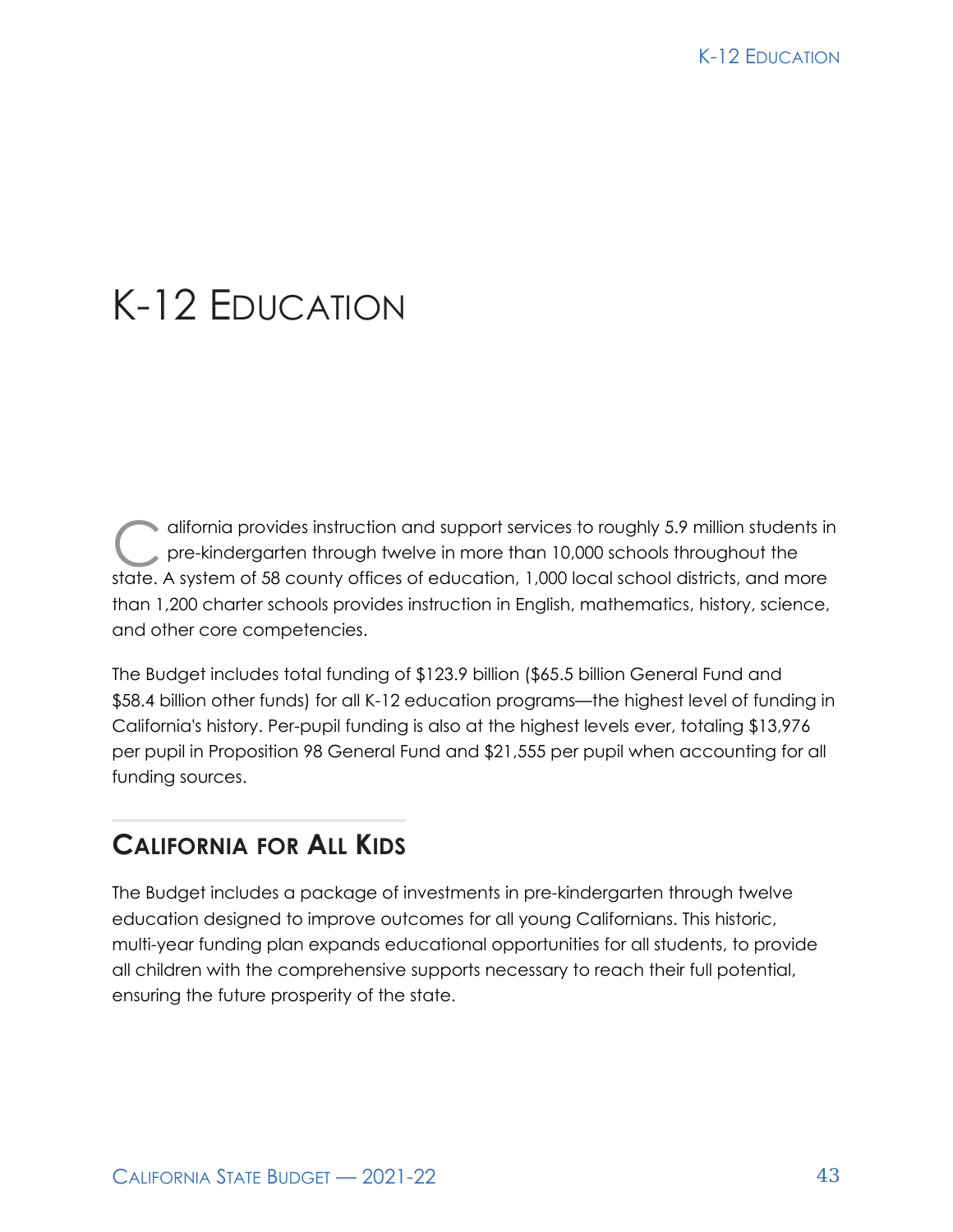# K-12 Education

California provides instruction and support services to roughly 5.9 million students in pre-kindergarten through twelve in more than 10,000 schools throughout the state. A system of 58 county offices of education, 1,000 local school districts, and more than 1,200 charter schools provides instruction in English, mathematics, history, science, and other core competencies.

The Budget includes total funding of $123.9 billion ($65.5 billion General Fund and $58.4 billion other funds) for all K-12 education programs—the highest level of funding in California's history. Per-pupil funding is also at the highest levels ever, totaling $13,976 per pupil in Proposition 98 General Fund and $21,555 per pupil when accounting for all funding sources.

## California for All Kids

The Budget includes a package of investments in pre-kindergarten through twelve education designed to improve outcomes for all young Californians. This historic, multi-year funding plan expands educational opportunities for all students, to provide all children with the comprehensive supports necessary to reach their full potential, ensuring the future prosperity of the state.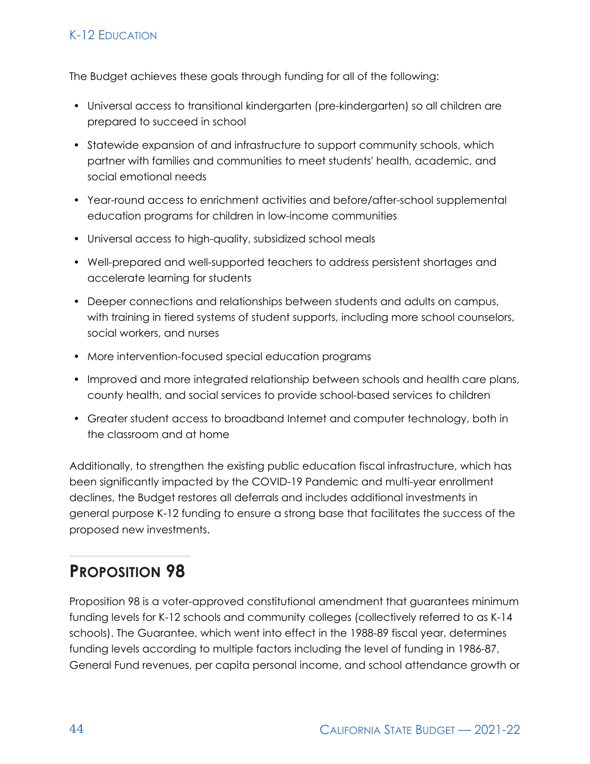The Budget achieves these goals through funding for all of the following:

- Universal access to transitional kindergarten (pre-kindergarten) so all children are prepared to succeed in school
- Statewide expansion of and infrastructure to support community schools, which partner with families and communities to meet students' health, academic, and social emotional needs
- Year-round access to enrichment activities and before/after-school supplemental education programs for children in low-income communities
- Universal access to high-quality, subsidized school meals
- Well-prepared and well-supported teachers to address persistent shortages and accelerate learning for students
- Deeper connections and relationships between students and adults on campus, with training in tiered systems of student supports, including more school counselors, social workers, and nurses
- More intervention-focused special education programs
- Improved and more integrated relationship between schools and health care plans, county health, and social services to provide school-based services to children
- Greater student access to broadband Internet and computer technology, both in the classroom and at home

Additionally, to strengthen the existing public education fiscal infrastructure, which has been significantly impacted by the COVID-19 Pandemic and multi-year enrollment declines, the Budget restores all deferrals and includes additional investments in general purpose K-12 funding to ensure a strong base that facilitates the success of the proposed new investments.

## Proposition 98

Proposition 98 is a voter-approved constitutional amendment that guarantees minimum funding levels for K-12 schools and community colleges (collectively referred to as K-14 schools). The Guarantee, which went into effect in the 1988-89 fiscal year, determines funding levels according to multiple factors including the level of funding in 1986-87, General Fund revenues, per capita personal income, and school attendance growth or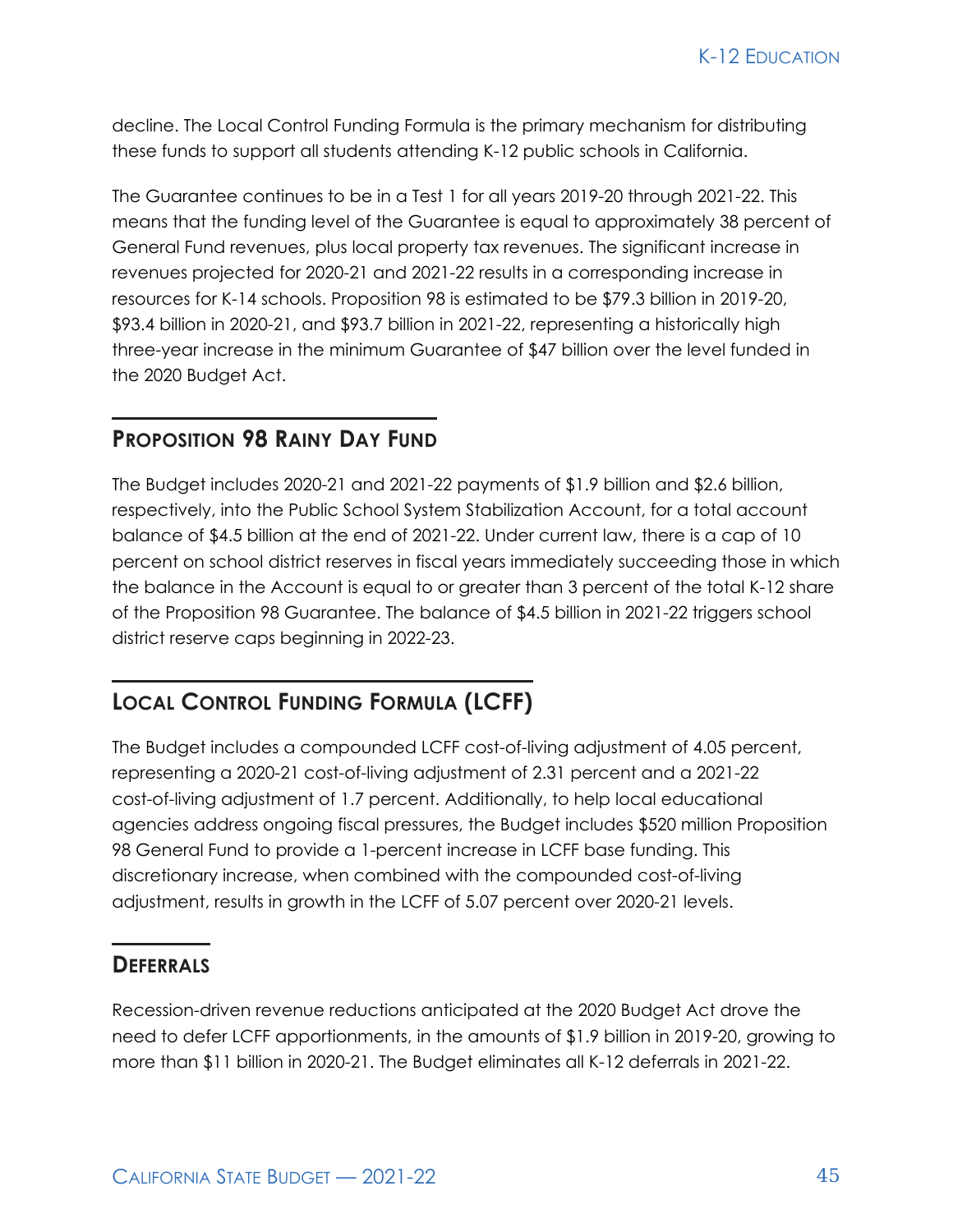decline. The Local Control Funding Formula is the primary mechanism for distributing these funds to support all students attending K-12 public schools in California.

The Guarantee continues to be in a Test 1 for all years 2019-20 through 2021-22. This means that the funding level of the Guarantee is equal to approximately 38 percent of General Fund revenues, plus local property tax revenues. The significant increase in revenues projected for 2020-21 and 2021-22 results in a corresponding increase in resources for K-14 schools. Proposition 98 is estimated to be $79.3 billion in 2019-20, $93.4 billion in 2020-21, and $93.7 billion in 2021-22, representing a historically high three-year increase in the minimum Guarantee of $47 billion over the level funded in the 2020 Budget Act.

## Proposition 98 Rainy Day Fund

The Budget includes 2020-21 and 2021-22 payments of $1.9 billion and $2.6 billion, respectively, into the Public School System Stabilization Account, for a total account balance of $4.5 billion at the end of 2021-22. Under current law, there is a cap of 10 percent on school district reserves in fiscal years immediately succeeding those in which the balance in the Account is equal to or greater than 3 percent of the total K-12 share of the Proposition 98 Guarantee. The balance of $4.5 billion in 2021-22 triggers school district reserve caps beginning in 2022-23.

## Local Control Funding Formula (LCFF)

The Budget includes a compounded LCFF cost-of-living adjustment of 4.05 percent, representing a 2020-21 cost-of-living adjustment of 2.31 percent and a 2021-22 cost-of-living adjustment of 1.7 percent. Additionally, to help local educational agencies address ongoing fiscal pressures, the Budget includes $520 million Proposition 98 General Fund to provide a 1-percent increase in LCFF base funding. This discretionary increase, when combined with the compounded cost-of-living adjustment, results in growth in the LCFF of 5.07 percent over 2020-21 levels.

## Deferrals

Recession-driven revenue reductions anticipated at the 2020 Budget Act drove the need to defer LCFF apportionments, in the amounts of $1.9 billion in 2019-20, growing to more than $11 billion in 2020-21. The Budget eliminates all K-12 deferrals in 2021-22.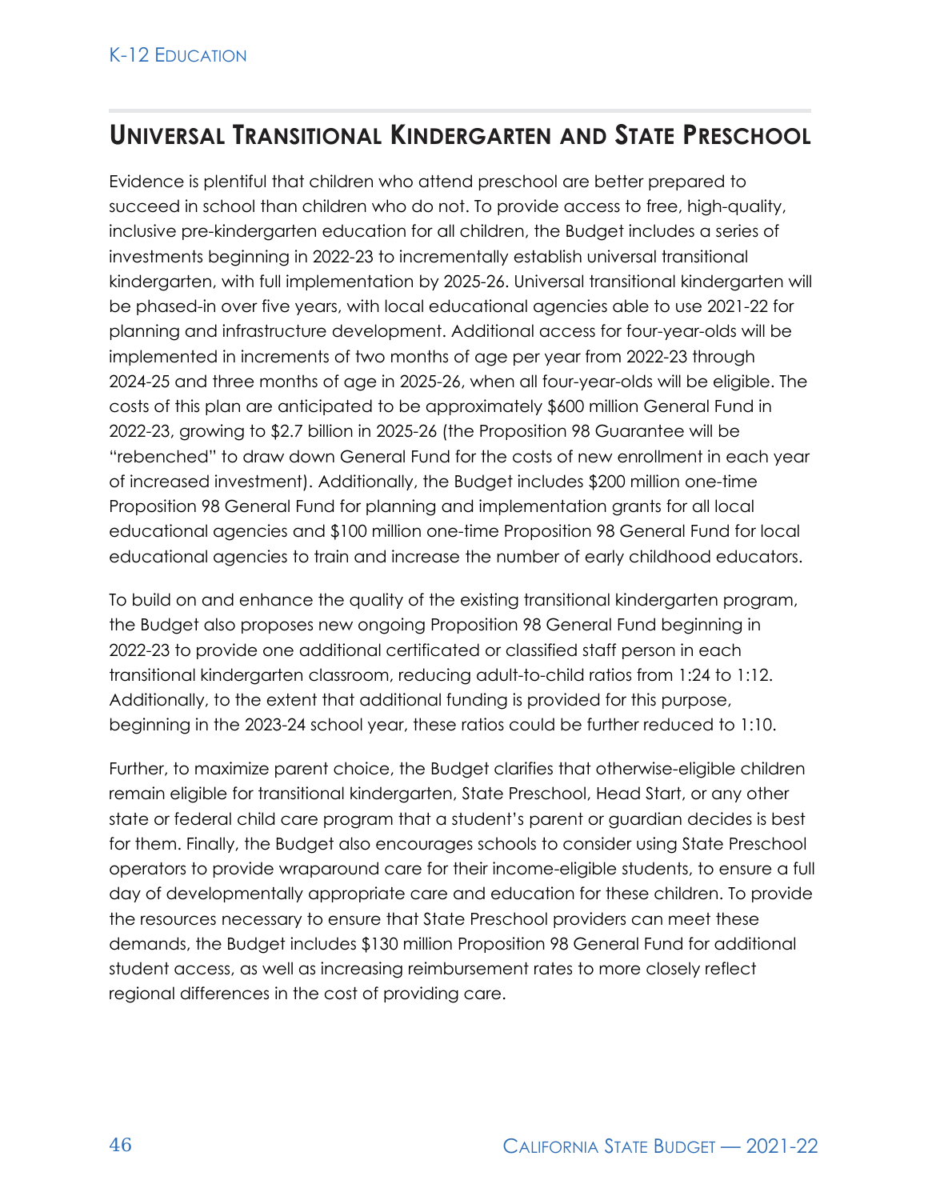## Universal Transitional Kindergarten and State Preschool

Evidence is plentiful that children who attend preschool are better prepared to succeed in school than children who do not. To provide access to free, high-quality, inclusive pre-kindergarten education for all children, the Budget includes a series of investments beginning in 2022-23 to incrementally establish universal transitional kindergarten, with full implementation by 2025-26. Universal transitional kindergarten will be phased-in over five years, with local educational agencies able to use 2021-22 for planning and infrastructure development. Additional access for four-year-olds will be implemented in increments of two months of age per year from 2022-23 through 2024-25 and three months of age in 2025-26, when all four-year-olds will be eligible. The costs of this plan are anticipated to be approximately $600 million General Fund in 2022-23, growing to $2.7 billion in 2025-26 (the Proposition 98 Guarantee will be "rebenched" to draw down General Fund for the costs of new enrollment in each year of increased investment). Additionally, the Budget includes $200 million one-time Proposition 98 General Fund for planning and implementation grants for all local educational agencies and $100 million one-time Proposition 98 General Fund for local educational agencies to train and increase the number of early childhood educators.

To build on and enhance the quality of the existing transitional kindergarten program, the Budget also proposes new ongoing Proposition 98 General Fund beginning in 2022-23 to provide one additional certificated or classified staff person in each transitional kindergarten classroom, reducing adult-to-child ratios from 1:24 to 1:12. Additionally, to the extent that additional funding is provided for this purpose, beginning in the 2023-24 school year, these ratios could be further reduced to 1:10.

Further, to maximize parent choice, the Budget clarifies that otherwise-eligible children remain eligible for transitional kindergarten, State Preschool, Head Start, or any other state or federal child care program that a student's parent or guardian decides is best for them. Finally, the Budget also encourages schools to consider using State Preschool operators to provide wraparound care for their income-eligible students, to ensure a full day of developmentally appropriate care and education for these children. To provide the resources necessary to ensure that State Preschool providers can meet these demands, the Budget includes $130 million Proposition 98 General Fund for additional student access, as well as increasing reimbursement rates to more closely reflect regional differences in the cost of providing care.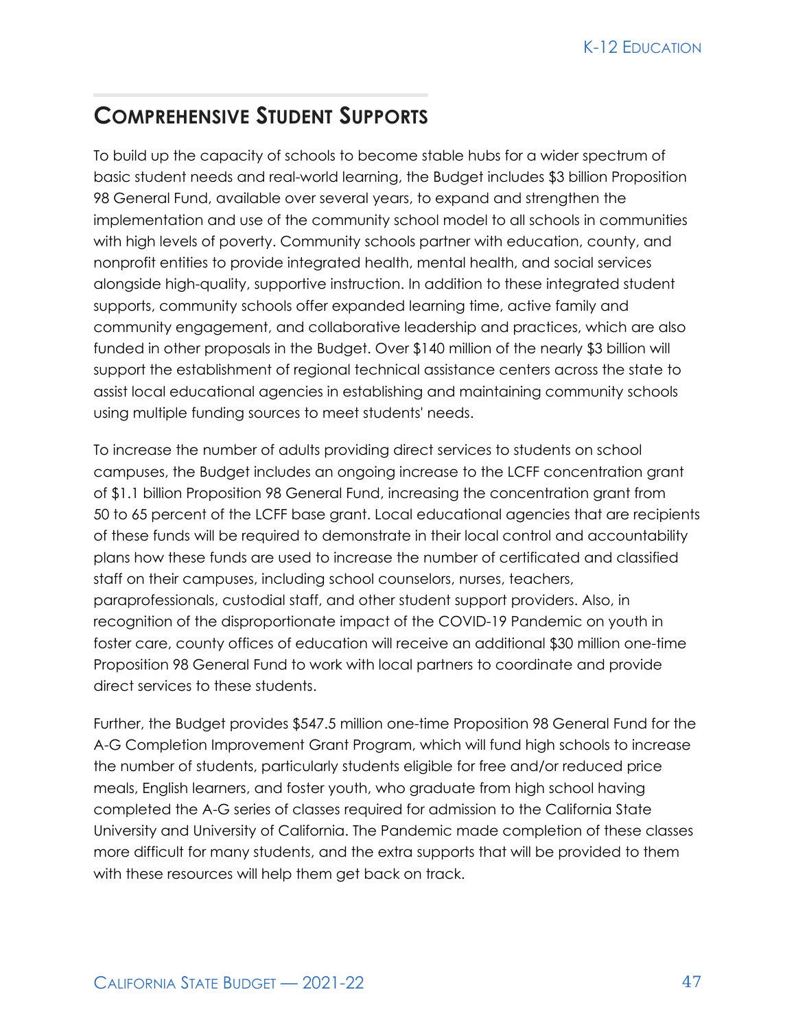## Comprehensive Student Supports

To build up the capacity of schools to become stable hubs for a wider spectrum of basic student needs and real-world learning, the Budget includes $3 billion Proposition 98 General Fund, available over several years, to expand and strengthen the implementation and use of the community school model to all schools in communities with high levels of poverty. Community schools partner with education, county, and nonprofit entities to provide integrated health, mental health, and social services alongside high-quality, supportive instruction. In addition to these integrated student supports, community schools offer expanded learning time, active family and community engagement, and collaborative leadership and practices, which are also funded in other proposals in the Budget. Over $140 million of the nearly $3 billion will support the establishment of regional technical assistance centers across the state to assist local educational agencies in establishing and maintaining community schools using multiple funding sources to meet students' needs.

To increase the number of adults providing direct services to students on school campuses, the Budget includes an ongoing increase to the LCFF concentration grant of $1.1 billion Proposition 98 General Fund, increasing the concentration grant from 50 to 65 percent of the LCFF base grant. Local educational agencies that are recipients of these funds will be required to demonstrate in their local control and accountability plans how these funds are used to increase the number of certificated and classified staff on their campuses, including school counselors, nurses, teachers, paraprofessionals, custodial staff, and other student support providers. Also, in recognition of the disproportionate impact of the COVID-19 Pandemic on youth in foster care, county offices of education will receive an additional $30 million one-time Proposition 98 General Fund to work with local partners to coordinate and provide direct services to these students.

Further, the Budget provides $547.5 million one-time Proposition 98 General Fund for the A-G Completion Improvement Grant Program, which will fund high schools to increase the number of students, particularly students eligible for free and/or reduced price meals, English learners, and foster youth, who graduate from high school having completed the A-G series of classes required for admission to the California State University and University of California. The Pandemic made completion of these classes more difficult for many students, and the extra supports that will be provided to them with these resources will help them get back on track.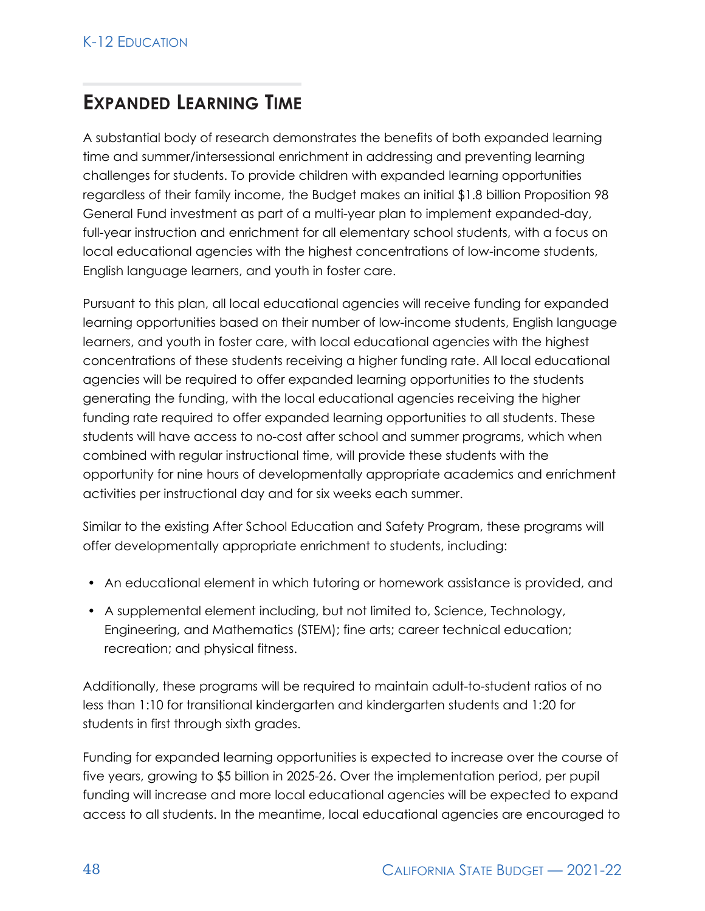## Expanded Learning Time

A substantial body of research demonstrates the benefits of both expanded learning time and summer/intersessional enrichment in addressing and preventing learning challenges for students. To provide children with expanded learning opportunities regardless of their family income, the Budget makes an initial $1.8 billion Proposition 98 General Fund investment as part of a multi-year plan to implement expanded-day, full-year instruction and enrichment for all elementary school students, with a focus on local educational agencies with the highest concentrations of low-income students, English language learners, and youth in foster care.

Pursuant to this plan, all local educational agencies will receive funding for expanded learning opportunities based on their number of low-income students, English language learners, and youth in foster care, with local educational agencies with the highest concentrations of these students receiving a higher funding rate. All local educational agencies will be required to offer expanded learning opportunities to the students generating the funding, with the local educational agencies receiving the higher funding rate required to offer expanded learning opportunities to all students. These students will have access to no-cost after school and summer programs, which when combined with regular instructional time, will provide these students with the opportunity for nine hours of developmentally appropriate academics and enrichment activities per instructional day and for six weeks each summer.

Similar to the existing After School Education and Safety Program, these programs will offer developmentally appropriate enrichment to students, including:

- An educational element in which tutoring or homework assistance is provided, and
- A supplemental element including, but not limited to, Science, Technology, Engineering, and Mathematics (STEM); fine arts; career technical education; recreation; and physical fitness.

Additionally, these programs will be required to maintain adult-to-student ratios of no less than 1:10 for transitional kindergarten and kindergarten students and 1:20 for students in first through sixth grades.

Funding for expanded learning opportunities is expected to increase over the course of five years, growing to $5 billion in 2025-26. Over the implementation period, per pupil funding will increase and more local educational agencies will be expected to expand access to all students. In the meantime, local educational agencies are encouraged to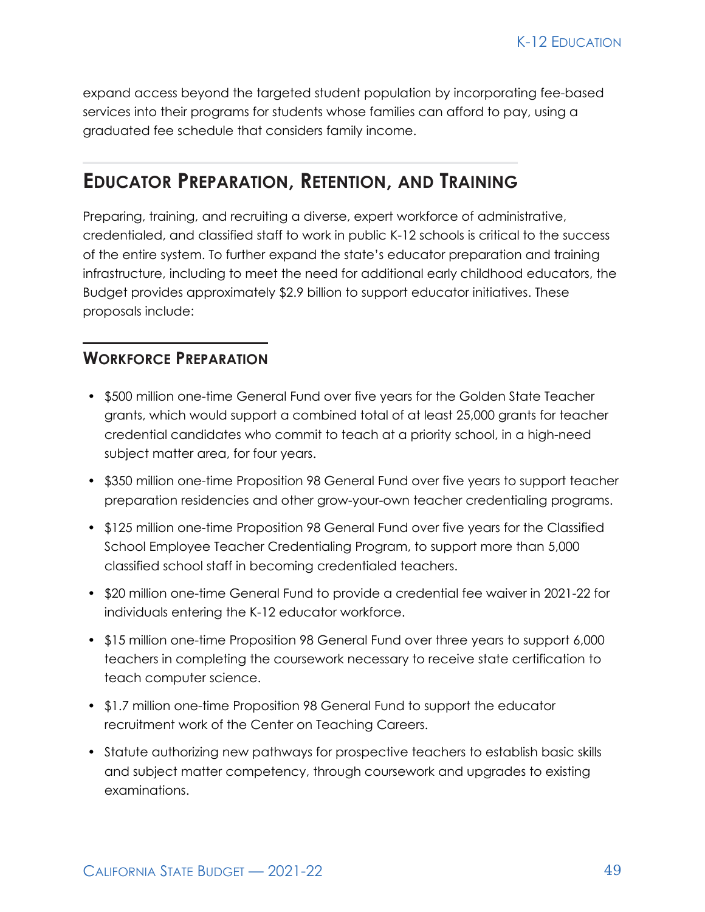expand access beyond the targeted student population by incorporating fee-based services into their programs for students whose families can afford to pay, using a graduated fee schedule that considers family income.

## Educator Preparation, Retention, and Training

Preparing, training, and recruiting a diverse, expert workforce of administrative, credentialed, and classified staff to work in public K-12 schools is critical to the success of the entire system. To further expand the state's educator preparation and training infrastructure, including to meet the need for additional early childhood educators, the Budget provides approximately $2.9 billion to support educator initiatives. These proposals include:

### Workforce Preparation

- $500 million one-time General Fund over five years for the Golden State Teacher grants, which would support a combined total of at least 25,000 grants for teacher credential candidates who commit to teach at a priority school, in a high-need subject matter area, for four years.
- $350 million one-time Proposition 98 General Fund over five years to support teacher preparation residencies and other grow-your-own teacher credentialing programs.
- $125 million one-time Proposition 98 General Fund over five years for the Classified School Employee Teacher Credentialing Program, to support more than 5,000 classified school staff in becoming credentialed teachers.
- $20 million one-time General Fund to provide a credential fee waiver in 2021-22 for individuals entering the K-12 educator workforce.
- $15 million one-time Proposition 98 General Fund over three years to support 6,000 teachers in completing the coursework necessary to receive state certification to teach computer science.
- $1.7 million one-time Proposition 98 General Fund to support the educator recruitment work of the Center on Teaching Careers.
- Statute authorizing new pathways for prospective teachers to establish basic skills and subject matter competency, through coursework and upgrades to existing examinations.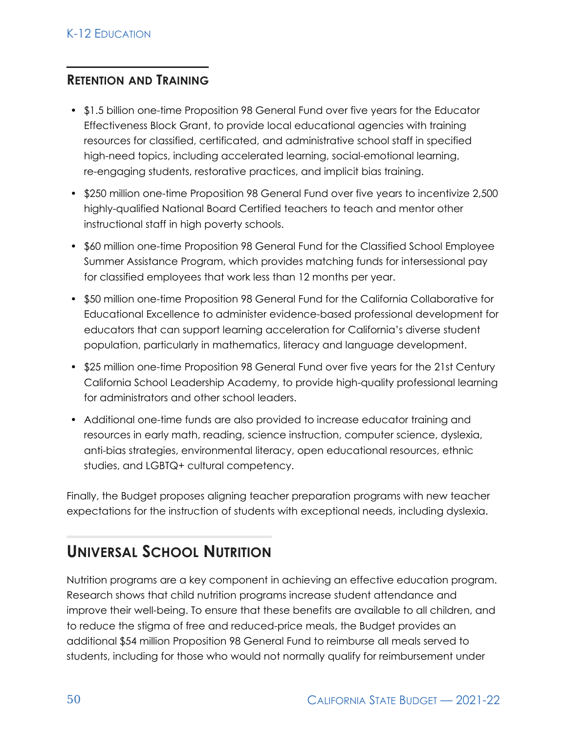### Retention and Training

- $1.5 billion one-time Proposition 98 General Fund over five years for the Educator Effectiveness Block Grant, to provide local educational agencies with training resources for classified, certificated, and administrative school staff in specified high-need topics, including accelerated learning, social-emotional learning, re-engaging students, restorative practices, and implicit bias training.
- $250 million one-time Proposition 98 General Fund over five years to incentivize 2,500 highly-qualified National Board Certified teachers to teach and mentor other instructional staff in high poverty schools.
- $60 million one-time Proposition 98 General Fund for the Classified School Employee Summer Assistance Program, which provides matching funds for intersessional pay for classified employees that work less than 12 months per year.
- $50 million one-time Proposition 98 General Fund for the California Collaborative for Educational Excellence to administer evidence-based professional development for educators that can support learning acceleration for California's diverse student population, particularly in mathematics, literacy and language development.
- $25 million one-time Proposition 98 General Fund over five years for the 21st Century California School Leadership Academy, to provide high-quality professional learning for administrators and other school leaders.
- Additional one-time funds are also provided to increase educator training and resources in early math, reading, science instruction, computer science, dyslexia, anti-bias strategies, environmental literacy, open educational resources, ethnic studies, and LGBTQ+ cultural competency.

Finally, the Budget proposes aligning teacher preparation programs with new teacher expectations for the instruction of students with exceptional needs, including dyslexia.

## Universal School Nutrition

Nutrition programs are a key component in achieving an effective education program. Research shows that child nutrition programs increase student attendance and improve their well-being. To ensure that these benefits are available to all children, and to reduce the stigma of free and reduced-price meals, the Budget provides an additional $54 million Proposition 98 General Fund to reimburse all meals served to students, including for those who would not normally qualify for reimbursement under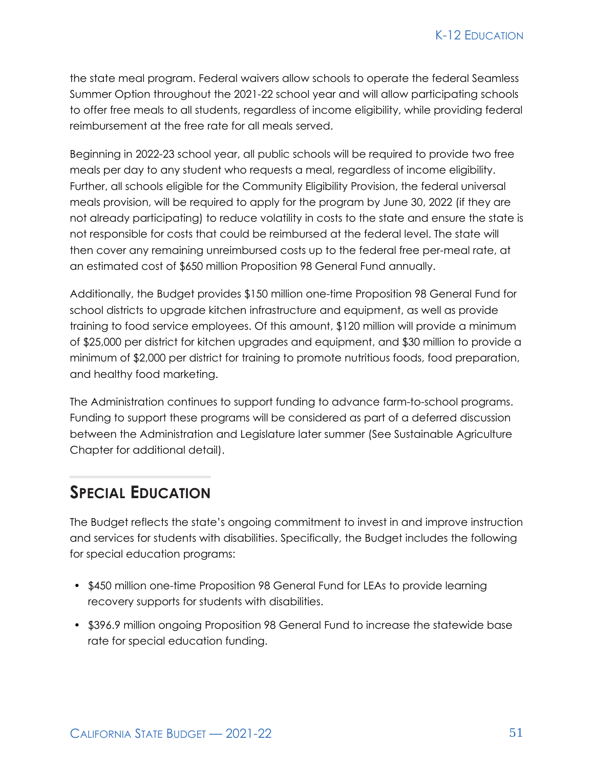the state meal program. Federal waivers allow schools to operate the federal Seamless Summer Option throughout the 2021-22 school year and will allow participating schools to offer free meals to all students, regardless of income eligibility, while providing federal reimbursement at the free rate for all meals served.

Beginning in 2022-23 school year, all public schools will be required to provide two free meals per day to any student who requests a meal, regardless of income eligibility. Further, all schools eligible for the Community Eligibility Provision, the federal universal meals provision, will be required to apply for the program by June 30, 2022 (if they are not already participating) to reduce volatility in costs to the state and ensure the state is not responsible for costs that could be reimbursed at the federal level. The state will then cover any remaining unreimbursed costs up to the federal free per-meal rate, at an estimated cost of $650 million Proposition 98 General Fund annually.

Additionally, the Budget provides $150 million one-time Proposition 98 General Fund for school districts to upgrade kitchen infrastructure and equipment, as well as provide training to food service employees. Of this amount, $120 million will provide a minimum of $25,000 per district for kitchen upgrades and equipment, and $30 million to provide a minimum of $2,000 per district for training to promote nutritious foods, food preparation, and healthy food marketing.

The Administration continues to support funding to advance farm-to-school programs. Funding to support these programs will be considered as part of a deferred discussion between the Administration and Legislature later summer (See Sustainable Agriculture Chapter for additional detail).

## Special Education

The Budget reflects the state's ongoing commitment to invest in and improve instruction and services for students with disabilities. Specifically, the Budget includes the following for special education programs:

- $450 million one-time Proposition 98 General Fund for LEAs to provide learning recovery supports for students with disabilities.
- $396.9 million ongoing Proposition 98 General Fund to increase the statewide base rate for special education funding.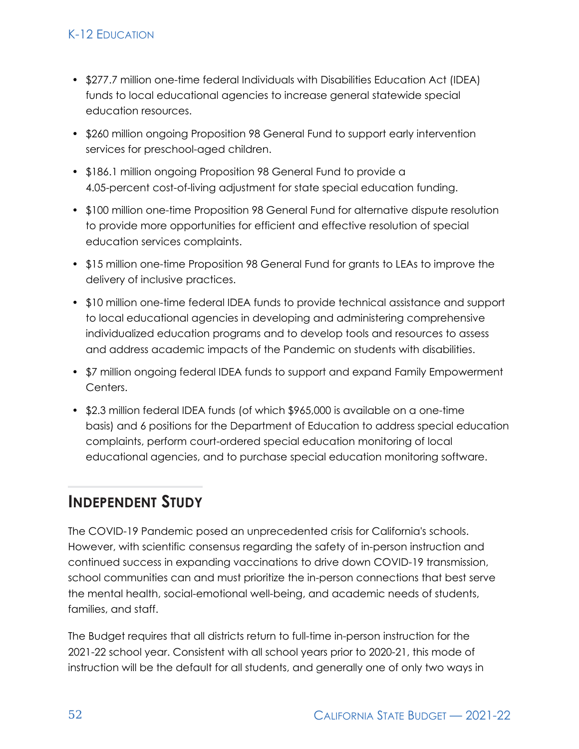- $277.7 million one-time federal Individuals with Disabilities Education Act (IDEA) funds to local educational agencies to increase general statewide special education resources.
- $260 million ongoing Proposition 98 General Fund to support early intervention services for preschool-aged children.
- $186.1 million ongoing Proposition 98 General Fund to provide a 4.05-percent cost-of-living adjustment for state special education funding.
- $100 million one-time Proposition 98 General Fund for alternative dispute resolution to provide more opportunities for efficient and effective resolution of special education services complaints.
- $15 million one-time Proposition 98 General Fund for grants to LEAs to improve the delivery of inclusive practices.
- $10 million one-time federal IDEA funds to provide technical assistance and support to local educational agencies in developing and administering comprehensive individualized education programs and to develop tools and resources to assess and address academic impacts of the Pandemic on students with disabilities.
- $7 million ongoing federal IDEA funds to support and expand Family Empowerment Centers.
- $2.3 million federal IDEA funds (of which $965,000 is available on a one-time basis) and 6 positions for the Department of Education to address special education complaints, perform court-ordered special education monitoring of local educational agencies, and to purchase special education monitoring software.

## Independent Study

The COVID-19 Pandemic posed an unprecedented crisis for California's schools. However, with scientific consensus regarding the safety of in-person instruction and continued success in expanding vaccinations to drive down COVID-19 transmission, school communities can and must prioritize the in-person connections that best serve the mental health, social-emotional well-being, and academic needs of students, families, and staff.

The Budget requires that all districts return to full-time in-person instruction for the 2021-22 school year. Consistent with all school years prior to 2020-21, this mode of instruction will be the default for all students, and generally one of only two ways in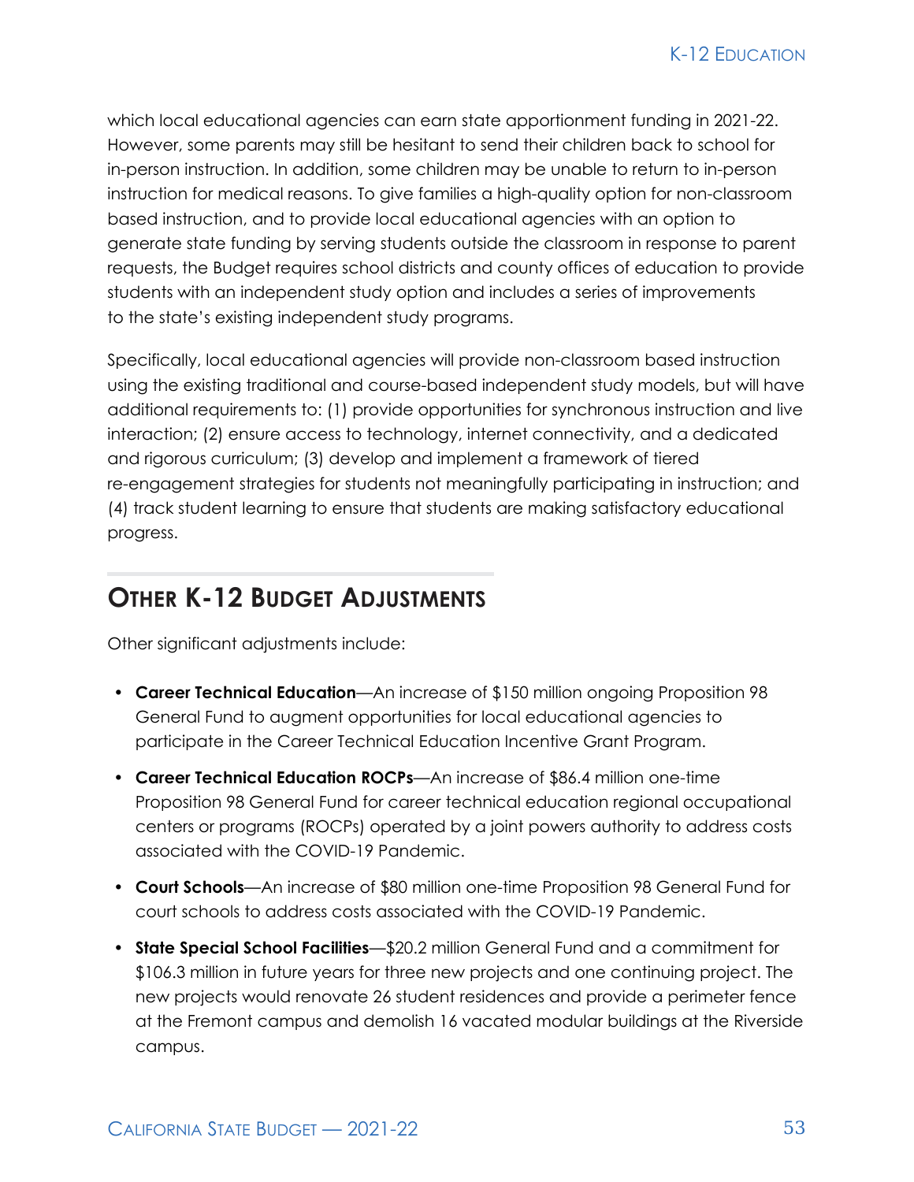which local educational agencies can earn state apportionment funding in 2021-22. However, some parents may still be hesitant to send their children back to school for in-person instruction. In addition, some children may be unable to return to in-person instruction for medical reasons. To give families a high-quality option for non-classroom based instruction, and to provide local educational agencies with an option to generate state funding by serving students outside the classroom in response to parent requests, the Budget requires school districts and county offices of education to provide students with an independent study option and includes a series of improvements to the state's existing independent study programs.

Specifically, local educational agencies will provide non-classroom based instruction using the existing traditional and course-based independent study models, but will have additional requirements to: (1) provide opportunities for synchronous instruction and live interaction; (2) ensure access to technology, internet connectivity, and a dedicated and rigorous curriculum; (3) develop and implement a framework of tiered re-engagement strategies for students not meaningfully participating in instruction; and (4) track student learning to ensure that students are making satisfactory educational progress.

## Other K-12 Budget Adjustments

Other significant adjustments include:

- **Career Technical Education**—An increase of $150 million ongoing Proposition 98 General Fund to augment opportunities for local educational agencies to participate in the Career Technical Education Incentive Grant Program.
- **Career Technical Education ROCPs**—An increase of $86.4 million one-time Proposition 98 General Fund for career technical education regional occupational centers or programs (ROCPs) operated by a joint powers authority to address costs associated with the COVID-19 Pandemic.
- **Court Schools**—An increase of $80 million one-time Proposition 98 General Fund for court schools to address costs associated with the COVID-19 Pandemic.
- **State Special School Facilities**—$20.2 million General Fund and a commitment for $106.3 million in future years for three new projects and one continuing project. The new projects would renovate 26 student residences and provide a perimeter fence at the Fremont campus and demolish 16 vacated modular buildings at the Riverside campus.